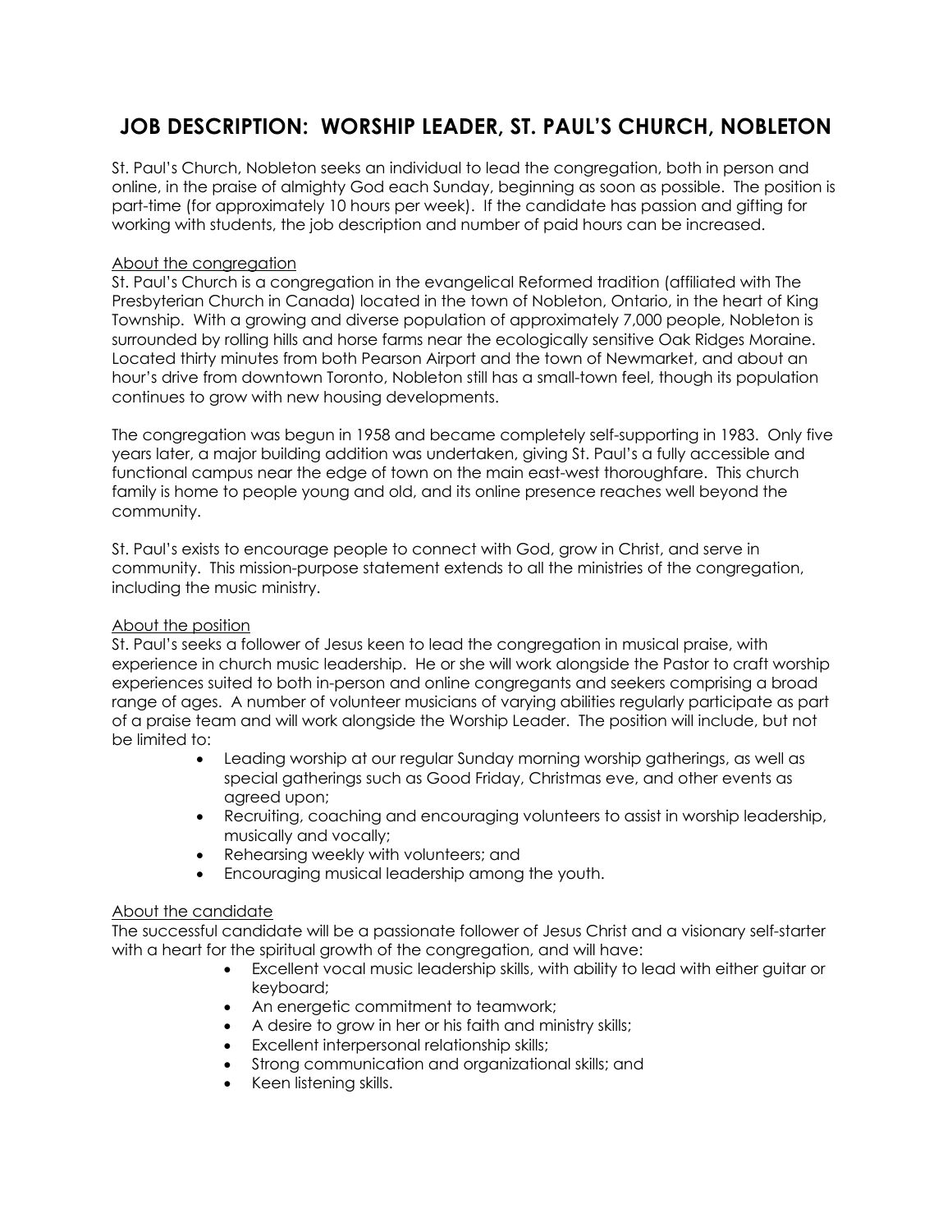# JOB DESCRIPTION: WORSHIP LEADER, ST. PAUL'S CHURCH, NOBLETON

St. Paul's Church, Nobleton seeks an individual to lead the congregation, both in person and online, in the praise of almighty God each Sunday, beginning as soon as possible. The position is part-time (for approximately 10 hours per week). If the candidate has passion and gifting for working with students, the job description and number of paid hours can be increased.

## About the congregation

St. Paul's Church is a congregation in the evangelical Reformed tradition (affiliated with The Presbyterian Church in Canada) located in the town of Nobleton, Ontario, in the heart of King Township. With a growing and diverse population of approximately 7,000 people, Nobleton is surrounded by rolling hills and horse farms near the ecologically sensitive Oak Ridges Moraine. Located thirty minutes from both Pearson Airport and the town of Newmarket, and about an hour's drive from downtown Toronto, Nobleton still has a small-town feel, though its population continues to grow with new housing developments.

The congregation was begun in 1958 and became completely self-supporting in 1983. Only five years later, a major building addition was undertaken, giving St. Paul's a fully accessible and functional campus near the edge of town on the main east-west thoroughfare. This church family is home to people young and old, and its online presence reaches well beyond the community.

St. Paul's exists to encourage people to connect with God, grow in Christ, and serve in community. This mission-purpose statement extends to all the ministries of the congregation, including the music ministry.

## About the position

St. Paul's seeks a follower of Jesus keen to lead the congregation in musical praise, with experience in church music leadership. He or she will work alongside the Pastor to craft worship experiences suited to both in-person and online congregants and seekers comprising a broad range of ages. A number of volunteer musicians of varying abilities regularly participate as part of a praise team and will work alongside the Worship Leader. The position will include, but not be limited to:

- Leading worship at our regular Sunday morning worship gatherings, as well as special gatherings such as Good Friday, Christmas eve, and other events as agreed upon;
- Recruiting, coaching and encouraging volunteers to assist in worship leadership, musically and vocally;
- Rehearsing weekly with volunteers; and
- Encouraging musical leadership among the youth.

## About the candidate

The successful candidate will be a passionate follower of Jesus Christ and a visionary self-starter with a heart for the spiritual growth of the congregation, and will have:

- Excellent vocal music leadership skills, with ability to lead with either guitar or keyboard;
- An energetic commitment to teamwork;
- A desire to grow in her or his faith and ministry skills;
- Excellent interpersonal relationship skills;
- Strong communication and organizational skills; and
- Keen listening skills.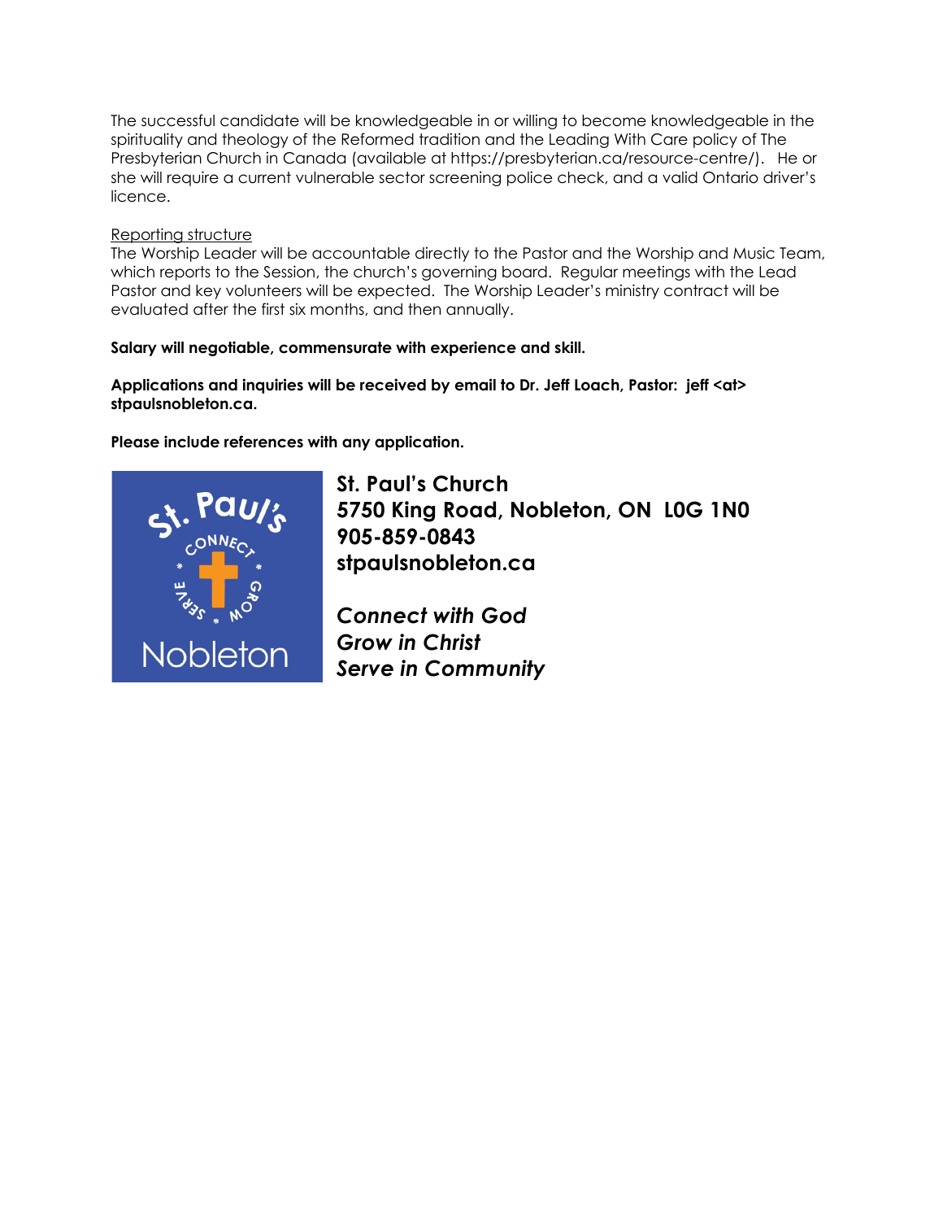The successful candidate will be knowledgeable in or willing to become knowledgeable in the spirituality and theology of the Reformed tradition and the Leading With Care policy of The Presbyterian Church in Canada (available at https://presbyterian.ca/resource-centre/). He or she will require a current vulnerable sector screening police check, and a valid Ontario driver's licence.

Reporting structure

The Worship Leader will be accountable directly to the Pastor and the Worship and Music Team, which reports to the Session, the church's governing board. Regular meetings with the Lead Pastor and key volunteers will be expected. The Worship Leader's ministry contract will be evaluated after the first six months, and then annually.

**Salary will negotiable, commensurate with experience and skill.**

**Applications and inquiries will be received by email to Dr. Jeff Loach, Pastor: jeff <at> stpaulsnobleton.ca.**

**Please include references with any application.**

St. Paul's CONNECT GROW SERVE Nobleton

**St. Paul's Church**
**5750 King Road, Nobleton, ON L0G 1N0**
**905-859-0843**
**stpaulsnobleton.ca**

***Connect with God***
***Grow in Christ***
***Serve in Community***